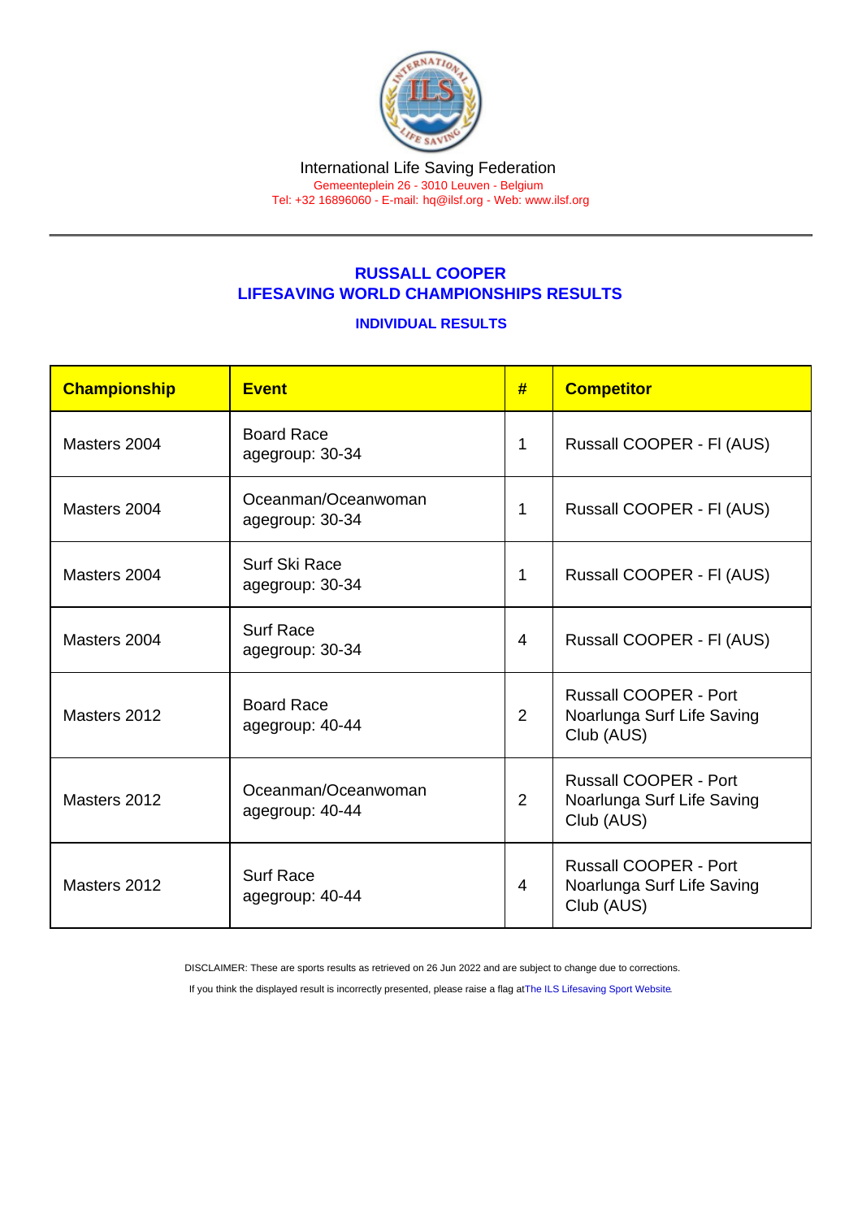International Life Saving Federation

Gemeenteplein 26 - 3010 Leuven - Belgium

Tel: +32 16896060 - E-mail: hq@ilsf.org - Web: www.ilsf.org

## RUSSALL COOPER
## LIFESAVING WORLD CHAMPIONSHIPS RESULTS

### INDIVIDUAL RESULTS

| Championship | Event | # | Competitor |
|---|---|---|---|
| Masters 2004 | Board Race agegroup: 30-34 | 1 | Russall COOPER - FI (AUS) |
| Masters 2004 | Oceanman/Oceanwoman agegroup: 30-34 | 1 | Russall COOPER - FI (AUS) |
| Masters 2004 | Surf Ski Race agegroup: 30-34 | 1 | Russall COOPER - FI (AUS) |
| Masters 2004 | Surf Race agegroup: 30-34 | 4 | Russall COOPER - FI (AUS) |
| Masters 2012 | Board Race agegroup: 40-44 | 2 | Russall COOPER - Port Noarlunga Surf Life Saving Club (AUS) |
| Masters 2012 | Oceanman/Oceanwoman agegroup: 40-44 | 2 | Russall COOPER - Port Noarlunga Surf Life Saving Club (AUS) |
| Masters 2012 | Surf Race agegroup: 40-44 | 4 | Russall COOPER - Port Noarlunga Surf Life Saving Club (AUS) |

DISCLAIMER: These are sports results as retrieved on 26 Jun 2022 and are subject to change due to corrections.

If you think the displayed result is incorrectly presented, please raise a flag at The ILS Lifesaving Sport Website.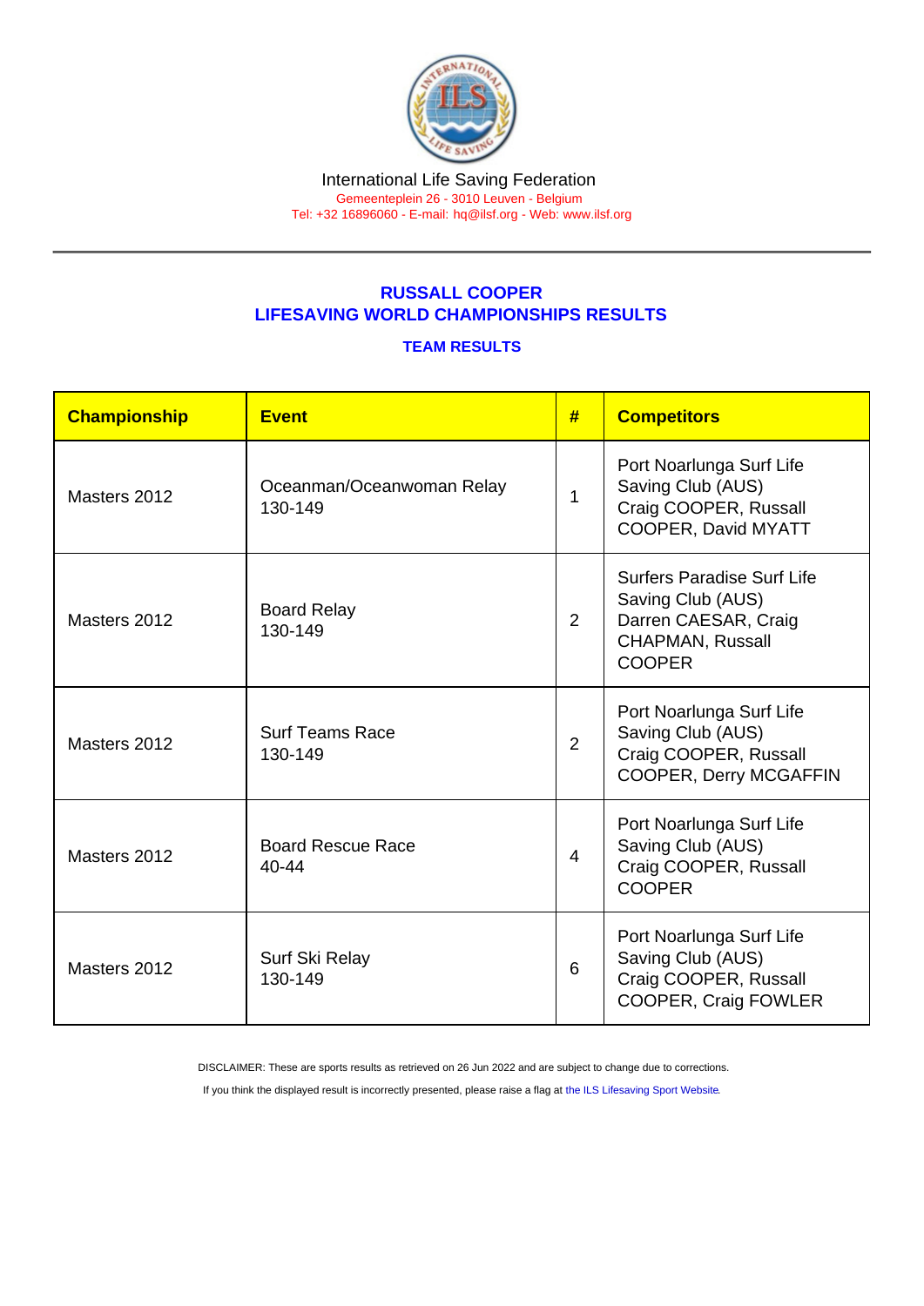International Life Saving Federation
Gemeenteplein 26 - 3010 Leuven - Belgium
Tel: +32 16896060 - E-mail: hq@ilsf.org - Web: www.ilsf.org

## RUSSALL COOPER
## LIFESAVING WORLD CHAMPIONSHIPS RESULTS

### TEAM RESULTS

| Championship | Event | # | Competitors |
|---|---|---|---|
| Masters 2012 | Oceanman/Oceanwoman Relay 130-149 | 1 | Port Noarlunga Surf Life Saving Club (AUS) Craig COOPER, Russall COOPER, David MYATT |
| Masters 2012 | Board Relay 130-149 | 2 | Surfers Paradise Surf Life Saving Club (AUS) Darren CAESAR, Craig CHAPMAN, Russall COOPER |
| Masters 2012 | Surf Teams Race 130-149 | 2 | Port Noarlunga Surf Life Saving Club (AUS) Craig COOPER, Russall COOPER, Derry MCGAFFIN |
| Masters 2012 | Board Rescue Race 40-44 | 4 | Port Noarlunga Surf Life Saving Club (AUS) Craig COOPER, Russall COOPER |
| Masters 2012 | Surf Ski Relay 130-149 | 6 | Port Noarlunga Surf Life Saving Club (AUS) Craig COOPER, Russall COOPER, Craig FOWLER |

DISCLAIMER: These are sports results as retrieved on 26 Jun 2022 and are subject to change due to corrections.

If you think the displayed result is incorrectly presented, please raise a flag at the ILS Lifesaving Sport Website.